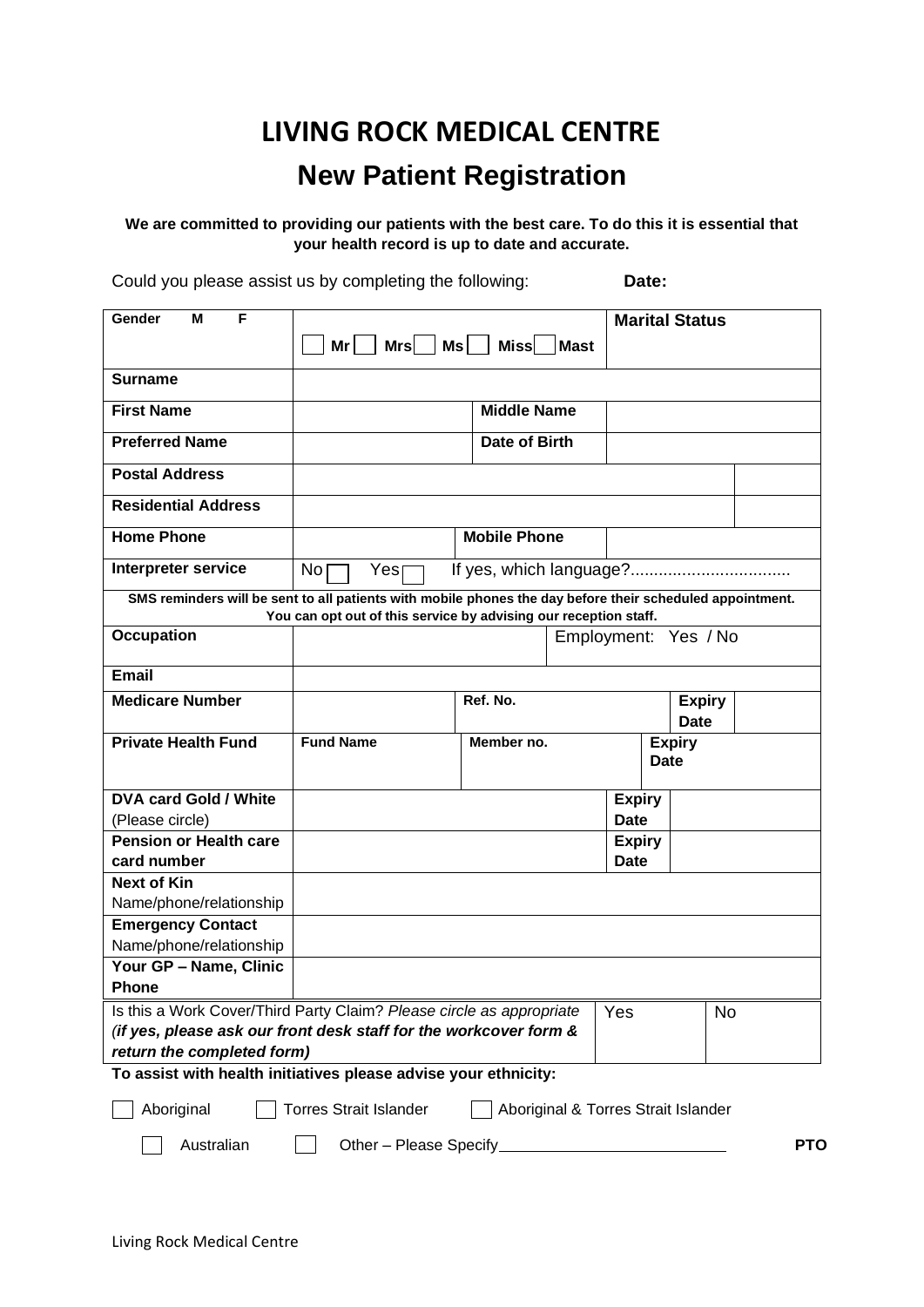# LIVING ROCK MEDICAL CENTRE

## New Patient Registration

**We are committed to providing our patients with the best care. To do this it is essential that your health record is up to date and accurate.**

Could you please assist us by completing the following: **Date:**

| | | | | | |
|---|---|---|---|---|---|
| **Gender M F** | ☐ **Mr** ☐ **Mrs** ☐ **Ms** ☐ **Miss** ☐ **Mast** | | | **Marital Status** | |
| **Surname** | | | | | |
| **First Name** | | **Middle Name** | | | |
| **Preferred Name** | | **Date of Birth** | | | |
| **Postal Address** | | | | | |
| **Residential Address** | | | | | |
| **Home Phone** | | **Mobile Phone** | | | |
| **Interpreter service** | No ☐ Yes ☐ If yes, which language?................................. | | | | |
| **SMS reminders will be sent to all patients with mobile phones the day before their scheduled appointment. You can opt out of this service by advising our reception staff.** | | | | | |
| **Occupation** | | | Employment: Yes / No | | |
| **Email** | | | | | |
| **Medicare Number** | | **Ref. No.** | | **Expiry Date** | |
| **Private Health Fund** | **Fund Name** | **Member no.** | | **Expiry Date** | |
| **DVA card Gold / White** (Please circle) | | | **Expiry Date** | | |
| **Pension or Health care card number** | | | **Expiry Date** | | |
| **Next of Kin** Name/phone/relationship | | | | | |
| **Emergency Contact** Name/phone/relationship | | | | | |
| **Your GP – Name, Clinic Phone** | | | | | |

| | | |
|---|---|---|
| Is this a Work Cover/Third Party Claim? *Please circle as appropriate* ***(if yes, please ask our front desk staff for the workcover form & return the completed form)*** | Yes | No |

**To assist with health initiatives please advise your ethnicity:**

☐ Aboriginal ☐ Torres Strait Islander ☐ Aboriginal & Torres Strait Islander

☐ Australian ☐ Other – Please Specify__________________________

**PTO**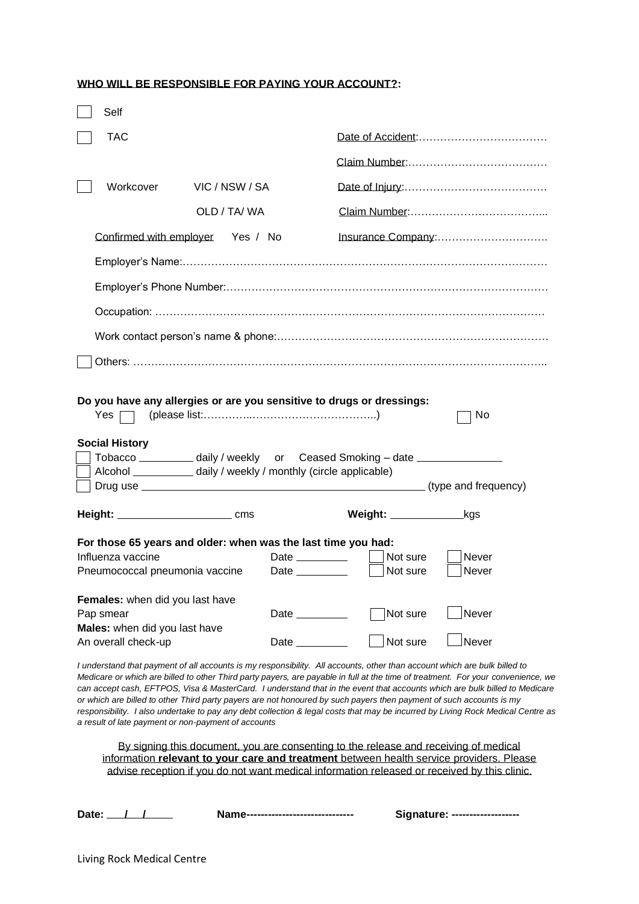**WHO WILL BE RESPONSIBLE FOR PAYING YOUR ACCOUNT?:**

☐ Self

☐ TAC — Date of Accident:………………………………

Claim Number:…………………………………

☐ Workcover VIC / NSW / SA — Date of Injury:………………………………….

OLD / TA/ WA — Claim Number:………………………………...

Confirmed with employer Yes / No — Insurance Company:………………………….

Employer's Name:………………………………………………………………………………………

Employer's Phone Number:……………………………………………………………………………

Occupation: ………………………………………………………………………………………………

Work contact person's name & phone:………………………………………………………………

☐ Others: ………………………………………………………………………………………………..

**Do you have any allergies or are you sensitive to drugs or dressings:**

Yes ☐ (please list:…………..……………………………..) ☐ No

**Social History**

☐ Tobacco _________ daily / weekly or Ceased Smoking – date ______________

☐ Alcohol __________ daily / weekly / monthly (circle applicable)

☐ Drug use ______________________________________________ (type and frequency)

**Height:** __________________ cms **Weight:** ____________kgs

**For those 65 years and older: when was the last time you had:**

| | | | |
|---|---|---|---|
| Influenza vaccine | Date _________ | ☐ Not sure | ☐ Never |
| Pneumococcal pneumonia vaccine | Date _________ | ☐ Not sure | ☐ Never |

| | | | |
|---|---|---|---|
| **Females:** when did you last have Pap smear | Date _________ | ☐ Not sure | ☐ Never |
| **Males:** when did you last have An overall check-up | Date _________ | ☐ Not sure | ☐ Never |

*I understand that payment of all accounts is my responsibility. All accounts, other than account which are bulk billed to Medicare or which are billed to other Third party payers, are payable in full at the time of treatment. For your convenience, we can accept cash, EFTPOS, Visa & MasterCard. I understand that in the event that accounts which are bulk billed to Medicare or which are billed to other Third party payers are not honoured by such payers then payment of such accounts is my responsibility. I also undertake to pay any debt collection & legal costs that may be incurred by Living Rock Medical Centre as a result of late payment or non-payment of accounts*

By signing this document, you are consenting to the release and receiving of medical information **relevant to your care and treatment** between health service providers. Please advise reception if you do not want medical information released or received by this clinic.

**Date:** ___/___/_____ **Name-----------------------------** **Signature: -------------------**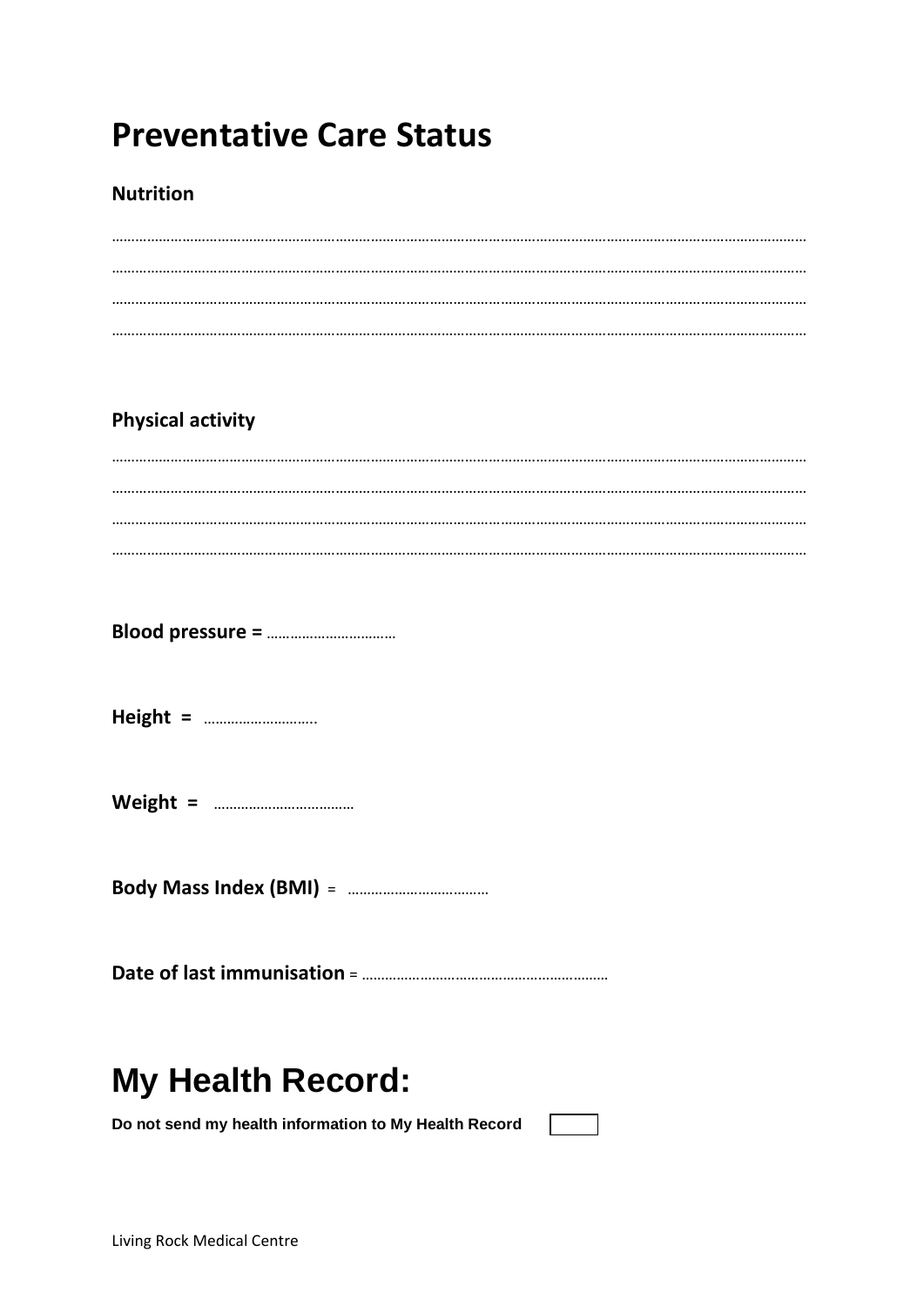# Preventative Care Status

**Nutrition**

…………………………………………………………………………………………………………………………………………………………………

…………………………………………………………………………………………………………………………………………………………………

…………………………………………………………………………………………………………………………………………………………………

…………………………………………………………………………………………………………………………………………………………………

**Physical activity**

…………………………………………………………………………………………………………………………………………………………………

…………………………………………………………………………………………………………………………………………………………………

…………………………………………………………………………………………………………………………………………………………………

…………………………………………………………………………………………………………………………………………………………………

**Blood pressure =** ……………………………

**Height =** ………………………..

**Weight =** ………………………………

**Body Mass Index (BMI)** = ………………………………

**Date of last immunisation** = ……………………………………………………

# My Health Record:

**Do not send my health information to My Health Record** ☐

Living Rock Medical Centre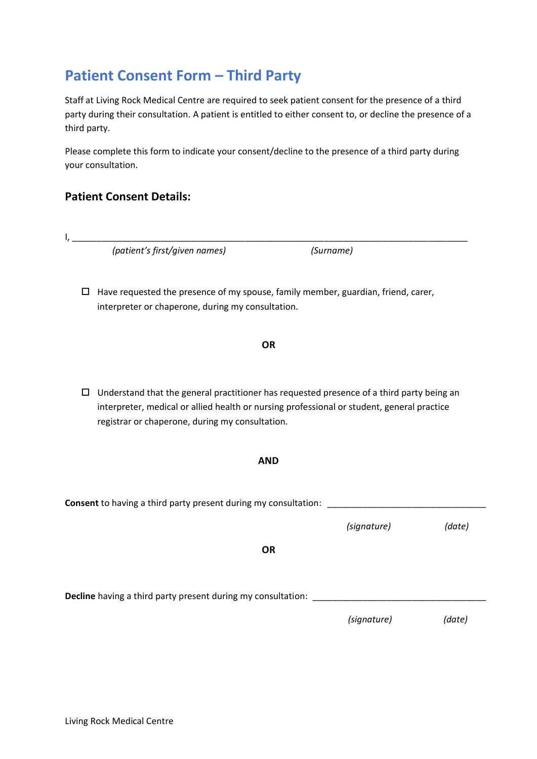# Patient Consent Form – Third Party

Staff at Living Rock Medical Centre are required to seek patient consent for the presence of a third party during their consultation. A patient is entitled to either consent to, or decline the presence of a third party.

Please complete this form to indicate your consent/decline to the presence of a third party during your consultation.

## Patient Consent Details:

I, ______________________________________________________________________________

*(patient's first/given names)* *(Surname)*

☐ Have requested the presence of my spouse, family member, guardian, friend, carer, interpreter or chaperone, during my consultation.

**OR**

☐ Understand that the general practitioner has requested presence of a third party being an interpreter, medical or allied health or nursing professional or student, general practice registrar or chaperone, during my consultation.

**AND**

**Consent** to having a third party present during my consultation: ________________________________

*(signature)* *(date)*

**OR**

**Decline** having a third party present during my consultation: ___________________________________

*(signature)* *(date)*